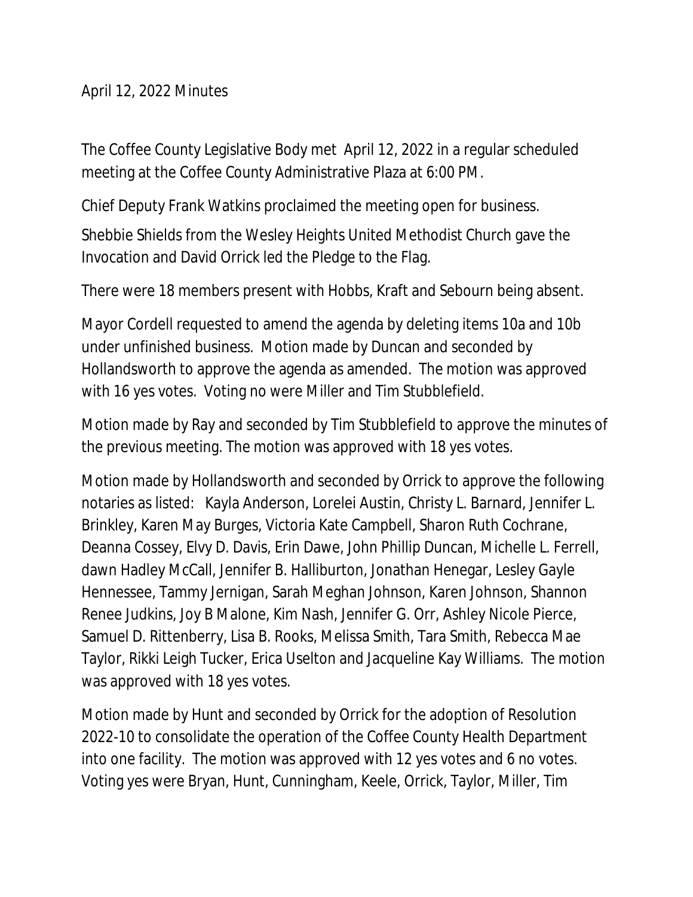April 12, 2022 Minutes

The Coffee County Legislative Body met April 12, 2022 in a regular scheduled meeting at the Coffee County Administrative Plaza at 6:00 PM.

Chief Deputy Frank Watkins proclaimed the meeting open for business.

Shebbie Shields from the Wesley Heights United Methodist Church gave the Invocation and David Orrick led the Pledge to the Flag.

There were 18 members present with Hobbs, Kraft and Sebourn being absent.

Mayor Cordell requested to amend the agenda by deleting items 10a and 10b under unfinished business. Motion made by Duncan and seconded by Hollandsworth to approve the agenda as amended. The motion was approved with 16 yes votes. Voting no were Miller and Tim Stubblefield.

Motion made by Ray and seconded by Tim Stubblefield to approve the minutes of the previous meeting. The motion was approved with 18 yes votes.

Motion made by Hollandsworth and seconded by Orrick to approve the following notaries as listed: Kayla Anderson, Lorelei Austin, Christy L. Barnard, Jennifer L. Brinkley, Karen May Burges, Victoria Kate Campbell, Sharon Ruth Cochrane, Deanna Cossey, Elvy D. Davis, Erin Dawe, John Phillip Duncan, Michelle L. Ferrell, dawn Hadley McCall, Jennifer B. Halliburton, Jonathan Henegar, Lesley Gayle Hennessee, Tammy Jernigan, Sarah Meghan Johnson, Karen Johnson, Shannon Renee Judkins, Joy B Malone, Kim Nash, Jennifer G. Orr, Ashley Nicole Pierce, Samuel D. Rittenberry, Lisa B. Rooks, Melissa Smith, Tara Smith, Rebecca Mae Taylor, Rikki Leigh Tucker, Erica Uselton and Jacqueline Kay Williams. The motion was approved with 18 yes votes.

Motion made by Hunt and seconded by Orrick for the adoption of Resolution 2022-10 to consolidate the operation of the Coffee County Health Department into one facility. The motion was approved with 12 yes votes and 6 no votes. Voting yes were Bryan, Hunt, Cunningham, Keele, Orrick, Taylor, Miller, Tim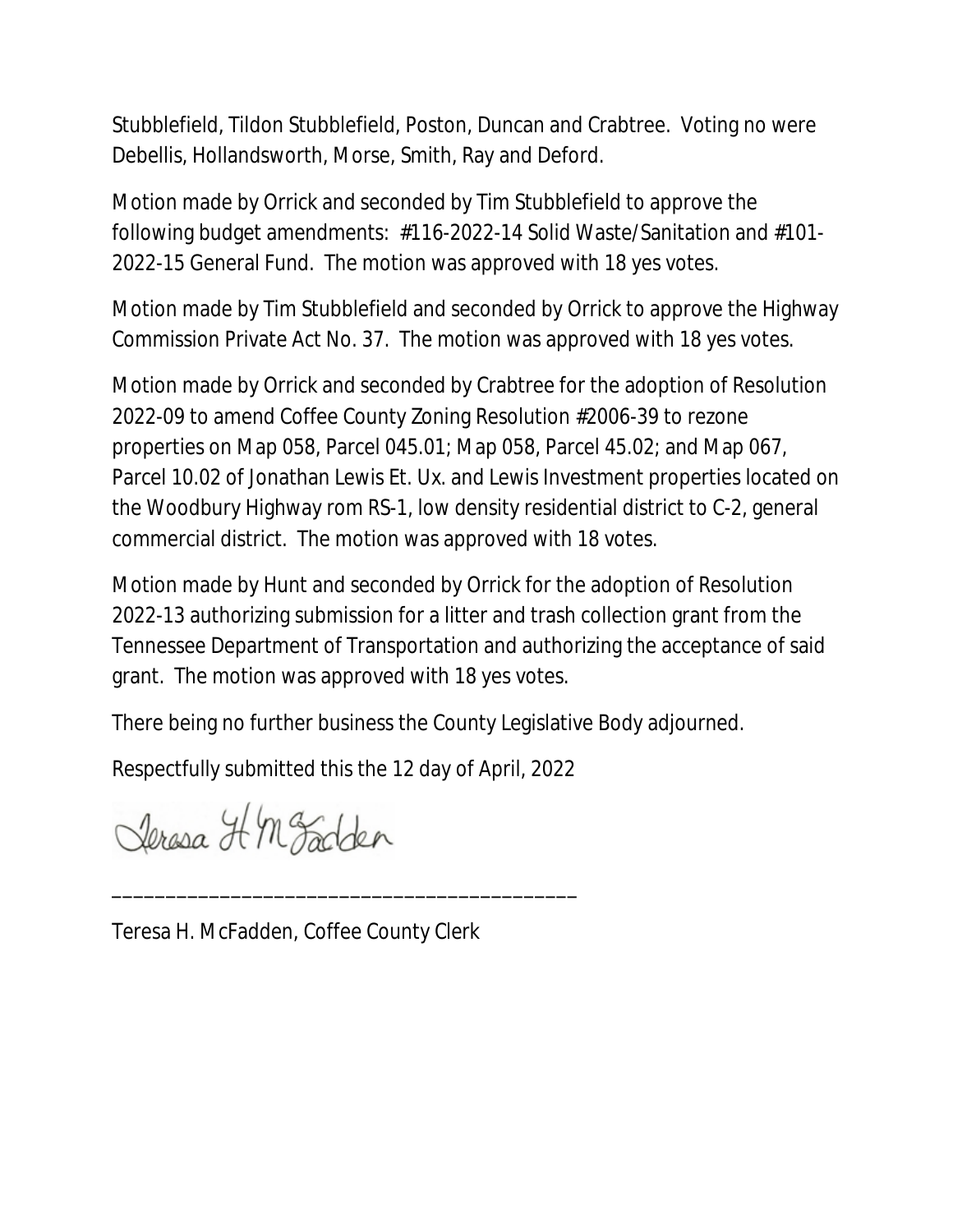Stubblefield, Tildon Stubblefield, Poston, Duncan and Crabtree. Voting no were Debellis, Hollandsworth, Morse, Smith, Ray and Deford.

Motion made by Orrick and seconded by Tim Stubblefield to approve the following budget amendments: #116-2022-14 Solid Waste/Sanitation and #101-2022-15 General Fund. The motion was approved with 18 yes votes.

Motion made by Tim Stubblefield and seconded by Orrick to approve the Highway Commission Private Act No. 37. The motion was approved with 18 yes votes.

Motion made by Orrick and seconded by Crabtree for the adoption of Resolution 2022-09 to amend Coffee County Zoning Resolution #2006-39 to rezone properties on Map 058, Parcel 045.01; Map 058, Parcel 45.02; and Map 067, Parcel 10.02 of Jonathan Lewis Et. Ux. and Lewis Investment properties located on the Woodbury Highway rom RS-1, low density residential district to C-2, general commercial district. The motion was approved with 18 votes.

Motion made by Hunt and seconded by Orrick for the adoption of Resolution 2022-13 authorizing submission for a litter and trash collection grant from the Tennessee Department of Transportation and authorizing the acceptance of said grant. The motion was approved with 18 yes votes.

There being no further business the County Legislative Body adjourned.

Respectfully submitted this the 12 day of April, 2022

Teresa H McFadden

___________________________________________

Teresa H. McFadden, Coffee County Clerk